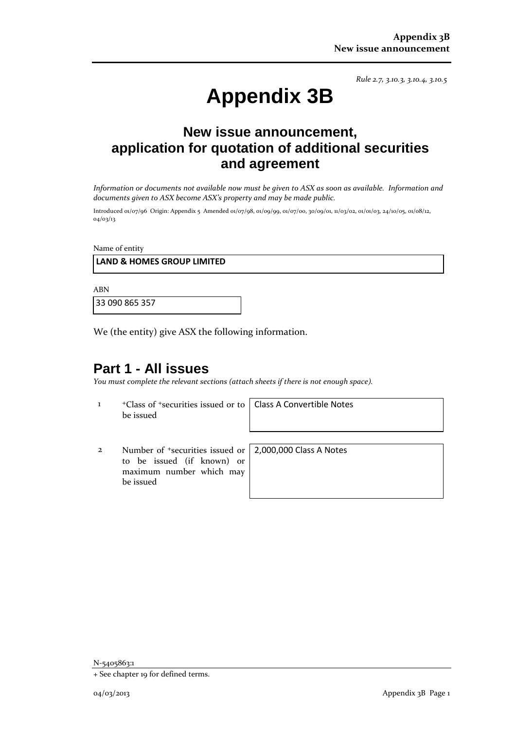*Rule 2.7, 3.10.3, 3.10.4, 3.10.5*

# Appendix 3B

## New issue announcement, application for quotation of additional securities and agreement

*Information or documents not available now must be given to ASX as soon as available. Information and documents given to ASX become ASX's property and may be made public.*

Introduced 01/07/96 Origin: Appendix 5 Amended 01/07/98, 01/09/99, 01/07/00, 30/09/01, 11/03/02, 01/01/03, 24/10/05, 01/08/12, 04/03/13

Name of entity

**LAND & HOMES GROUP LIMITED**

ABN

33 090 865 357

We (the entity) give ASX the following information.

## Part 1 - All issues

*You must complete the relevant sections (attach sheets if there is not enough space).*

| | | |
|---|---|---|
| 1 | +Class of +securities issued or to be issued | Class A Convertible Notes |
| 2 | Number of +securities issued or to be issued (if known) or maximum number which may be issued | 2,000,000 Class A Notes |

N-5405863:1

+ See chapter 19 for defined terms.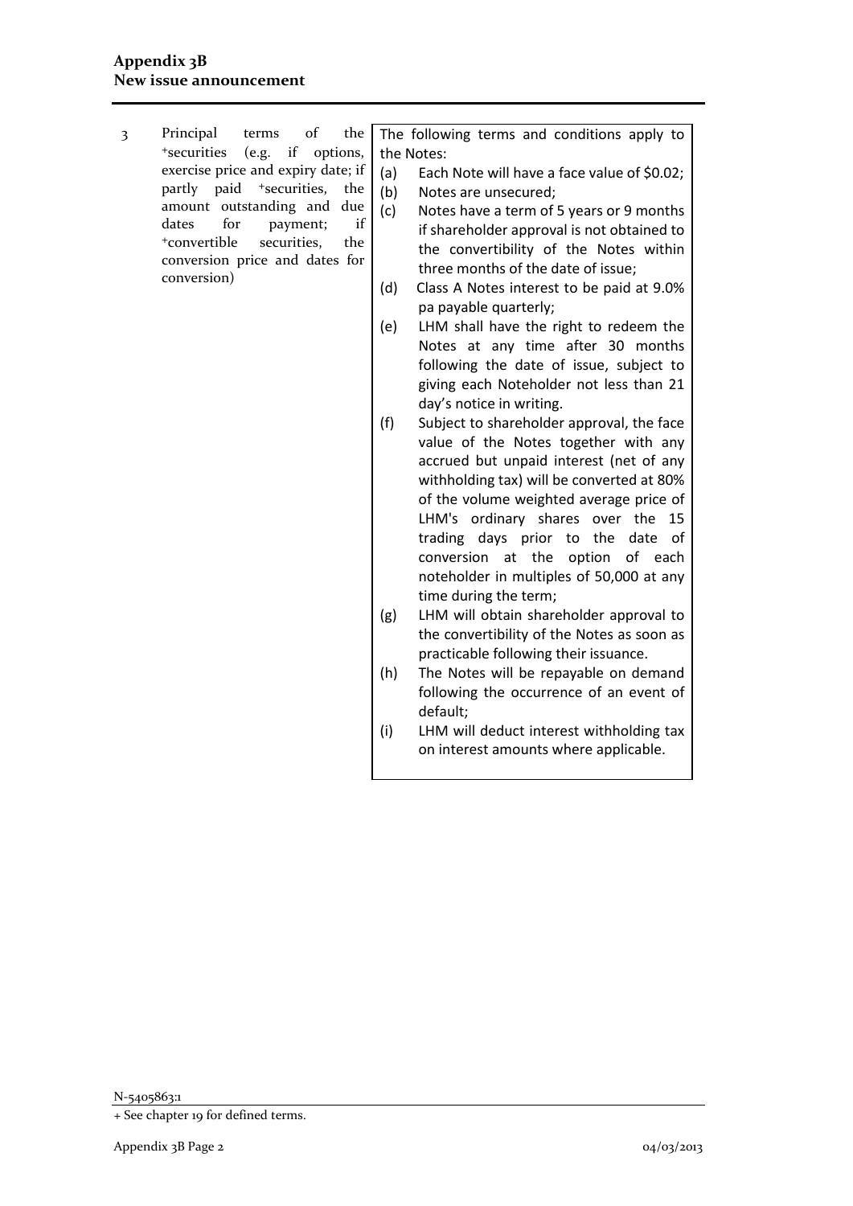| | | |
|---|---|---|
| 3 | Principal terms of the +securities (e.g. if options, exercise price and expiry date; if partly paid +securities, the amount outstanding and due dates for payment; if +convertible securities, the conversion price and dates for conversion) | The following terms and conditions apply to the Notes:<br>(a) Each Note will have a face value of $0.02;<br>(b) Notes are unsecured;<br>(c) Notes have a term of 5 years or 9 months if shareholder approval is not obtained to the convertibility of the Notes within three months of the date of issue;<br>(d) Class A Notes interest to be paid at 9.0% pa payable quarterly;<br>(e) LHM shall have the right to redeem the Notes at any time after 30 months following the date of issue, subject to giving each Noteholder not less than 21 day's notice in writing.<br>(f) Subject to shareholder approval, the face value of the Notes together with any accrued but unpaid interest (net of any withholding tax) will be converted at 80% of the volume weighted average price of LHM's ordinary shares over the 15 trading days prior to the date of conversion at the option of each noteholder in multiples of 50,000 at any time during the term;<br>(g) LHM will obtain shareholder approval to the convertibility of the Notes as soon as practicable following their issuance.<br>(h) The Notes will be repayable on demand following the occurrence of an event of default;<br>(i) LHM will deduct interest withholding tax on interest amounts where applicable. |

N-5405863:1

+ See chapter 19 for defined terms.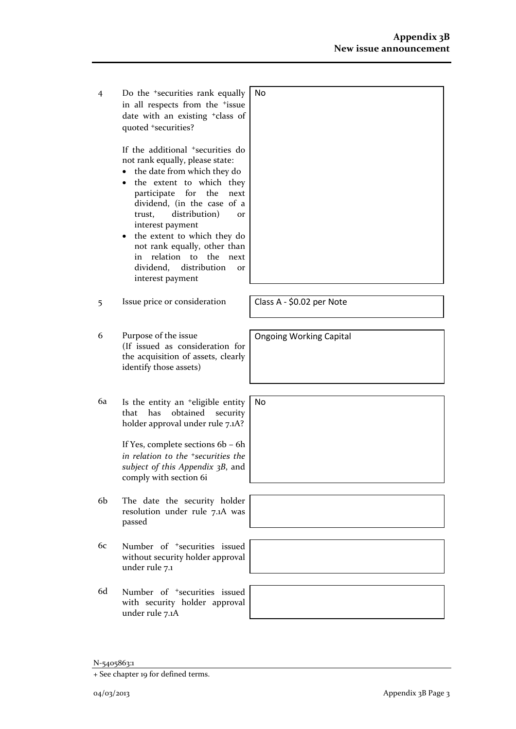| | | |
|---|---|---|
| 4 | Do the +securities rank equally in all respects from the +issue date with an existing +class of quoted +securities?<br><br>If the additional +securities do not rank equally, please state:<br>• the date from which they do<br>• the extent to which they participate for the next dividend, (in the case of a trust, distribution) or interest payment<br>• the extent to which they do not rank equally, other than in relation to the next dividend, distribution or interest payment | No |
| 5 | Issue price or consideration | Class A - $0.02 per Note |
| 6 | Purpose of the issue<br>(If issued as consideration for the acquisition of assets, clearly identify those assets) | Ongoing Working Capital |
| 6a | Is the entity an +eligible entity that has obtained security holder approval under rule 7.1A?<br><br>If Yes, complete sections 6b – 6h *in relation to the +securities the subject of this Appendix 3B*, and comply with section 6i | No |
| 6b | The date the security holder resolution under rule 7.1A was passed | |
| 6c | Number of +securities issued without security holder approval under rule 7.1 | |
| 6d | Number of +securities issued with security holder approval under rule 7.1A | |

N-5405863:1

+ See chapter 19 for defined terms.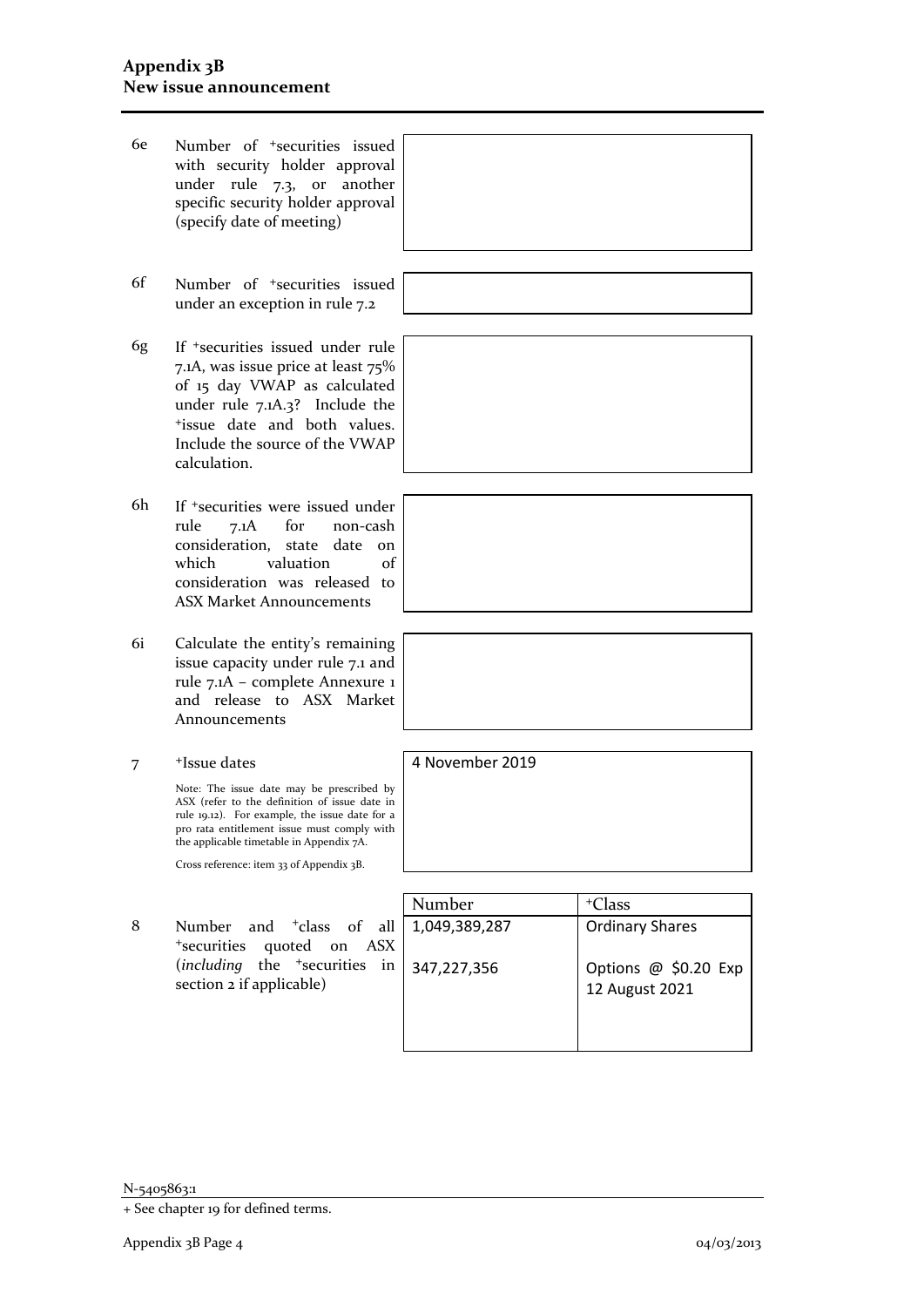| | | | |
|---|---|---|---|
| 6e | Number of +securities issued with security holder approval under rule 7.3, or another specific security holder approval (specify date of meeting) | | |
| 6f | Number of +securities issued under an exception in rule 7.2 | | |
| 6g | If +securities issued under rule 7.1A, was issue price at least 75% of 15 day VWAP as calculated under rule 7.1A.3? Include the +issue date and both values. Include the source of the VWAP calculation. | | |
| 6h | If +securities were issued under rule 7.1A for non-cash consideration, state date on which valuation of consideration was released to ASX Market Announcements | | |
| 6i | Calculate the entity's remaining issue capacity under rule 7.1 and rule 7.1A – complete Annexure 1 and release to ASX Market Announcements | | |
| 7 | +Issue dates<br><br>Note: The issue date may be prescribed by ASX (refer to the definition of issue date in rule 19.12). For example, the issue date for a pro rata entitlement issue must comply with the applicable timetable in Appendix 7A.<br><br>Cross reference: item 33 of Appendix 3B. | 4 November 2019 | |

| | | Number | +Class |
|---|---|---|---|
| 8 | Number and +class of all +securities quoted on ASX (*including* the +securities in section 2 if applicable) | 1,049,389,287 | Ordinary Shares |
| | | 347,227,356 | Options @ $0.20 Exp 12 August 2021 |

N-5405863:1

+ See chapter 19 for defined terms.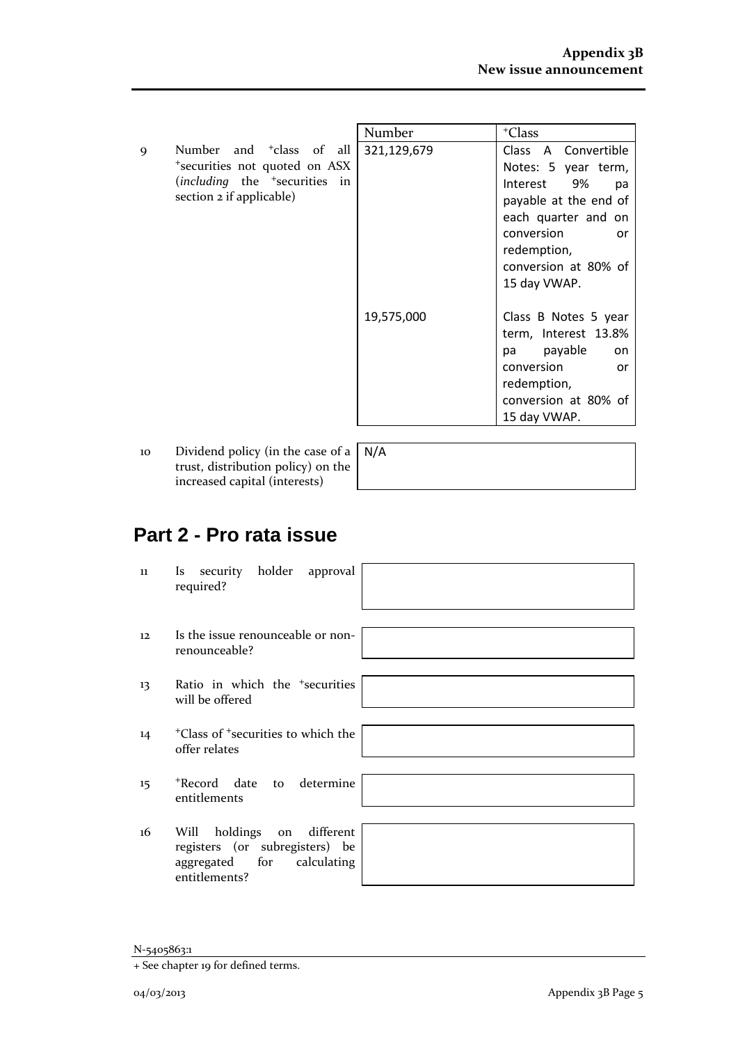| | | Number | +Class |
|---|---|---|---|
| 9 | Number and +class of all +securities not quoted on ASX (*including* the +securities in section 2 if applicable) | 321,129,679 | Class A Convertible Notes: 5 year term, Interest 9% pa payable at the end of each quarter and on conversion or redemption, conversion at 80% of 15 day VWAP. |
| | | 19,575,000 | Class B Notes 5 year term, Interest 13.8% pa payable on conversion or redemption, conversion at 80% of 15 day VWAP. |

| | | |
|---|---|---|
| 10 | Dividend policy (in the case of a trust, distribution policy) on the increased capital (interests) | N/A |

## Part 2 - Pro rata issue

| | | |
|---|---|---|
| 11 | Is security holder approval required? | |
| 12 | Is the issue renounceable or non-renounceable? | |
| 13 | Ratio in which the +securities will be offered | |
| 14 | +Class of +securities to which the offer relates | |
| 15 | +Record date to determine entitlements | |
| 16 | Will holdings on different registers (or subregisters) be aggregated for calculating entitlements? | |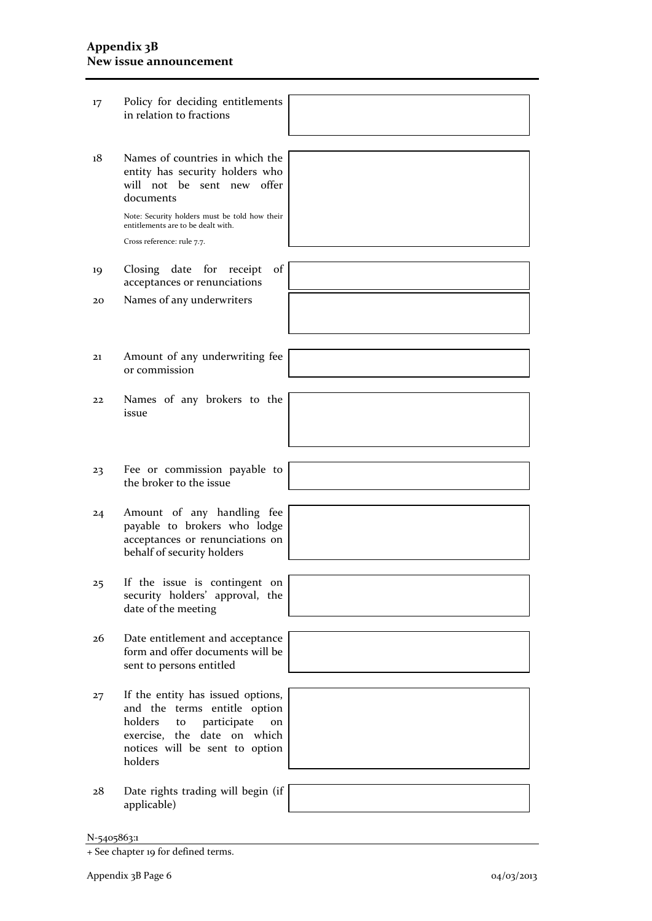| | | |
|---|---|---|
| 17 | Policy for deciding entitlements in relation to fractions | |
| 18 | Names of countries in which the entity has security holders who will not be sent new offer documents<br><br>Note: Security holders must be told how their entitlements are to be dealt with.<br><br>Cross reference: rule 7.7. | |
| 19 | Closing date for receipt of acceptances or renunciations | |
| 20 | Names of any underwriters | |
| 21 | Amount of any underwriting fee or commission | |
| 22 | Names of any brokers to the issue | |
| 23 | Fee or commission payable to the broker to the issue | |
| 24 | Amount of any handling fee payable to brokers who lodge acceptances or renunciations on behalf of security holders | |
| 25 | If the issue is contingent on security holders' approval, the date of the meeting | |
| 26 | Date entitlement and acceptance form and offer documents will be sent to persons entitled | |
| 27 | If the entity has issued options, and the terms entitle option holders to participate on exercise, the date on which notices will be sent to option holders | |
| 28 | Date rights trading will begin (if applicable) | |

N-5405863:1

+ See chapter 19 for defined terms.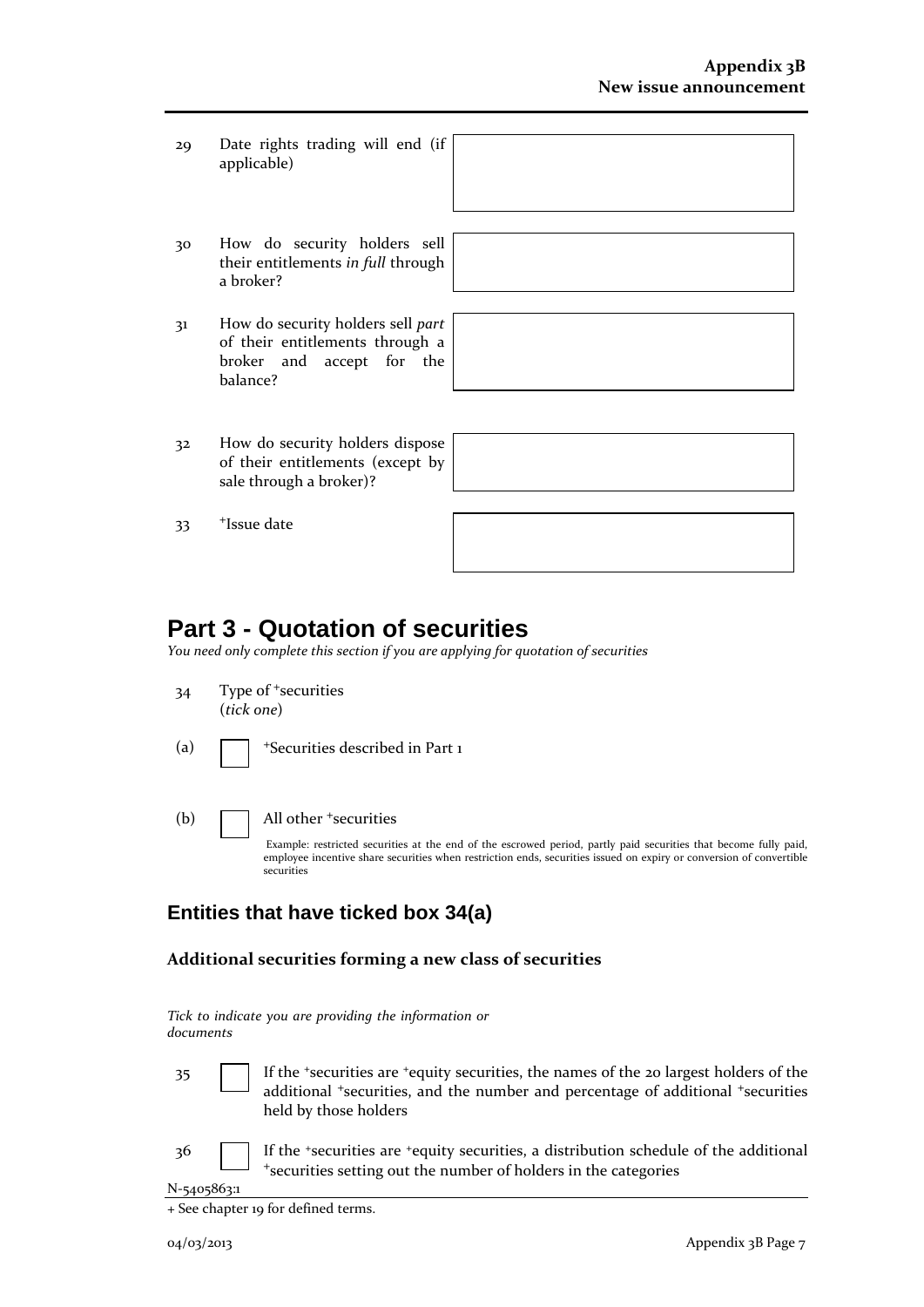| | | |
|---|---|---|
| 29 | Date rights trading will end (if applicable) | |
| 30 | How do security holders sell their entitlements *in full* through a broker? | |
| 31 | How do security holders sell *part* of their entitlements through a broker and accept for the balance? | |
| 32 | How do security holders dispose of their entitlements (except by sale through a broker)? | |
| 33 | +Issue date | |

# Part 3 - Quotation of securities

*You need only complete this section if you are applying for quotation of securities*

34 Type of +securities (*tick one*)

(a) ☐ +Securities described in Part 1

(b) ☐ All other +securities

Example: restricted securities at the end of the escrowed period, partly paid securities that become fully paid, employee incentive share securities when restriction ends, securities issued on expiry or conversion of convertible securities

## Entities that have ticked box 34(a)

### Additional securities forming a new class of securities

*Tick to indicate you are providing the information or documents*

35 ☐ If the +securities are +equity securities, the names of the 20 largest holders of the additional +securities, and the number and percentage of additional +securities held by those holders

36 ☐ If the +securities are +equity securities, a distribution schedule of the additional +securities setting out the number of holders in the categories

N-5405863:1

+ See chapter 19 for defined terms.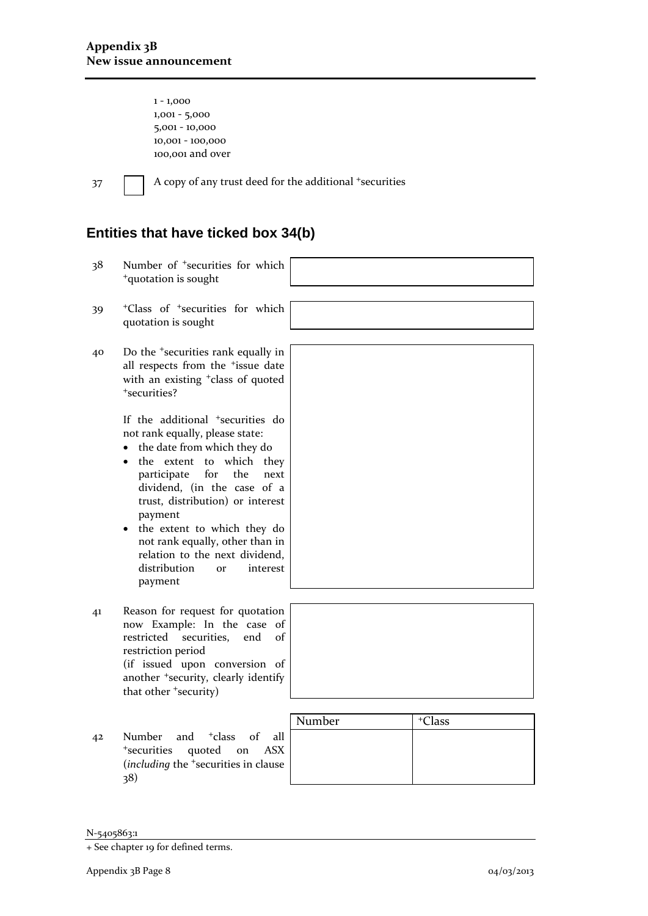1 - 1,000
1,001 - 5,000
5,001 - 10,000
10,001 - 100,000
100,001 and over

37 ☐ A copy of any trust deed for the additional +securities

## Entities that have ticked box 34(b)

38 Number of +securities for which +quotation is sought

39 +Class of +securities for which quotation is sought

40 Do the +securities rank equally in all respects from the +issue date with an existing +class of quoted +securities?

If the additional +securities do not rank equally, please state:

- the date from which they do
- the extent to which they participate for the next dividend, (in the case of a trust, distribution) or interest payment
- the extent to which they do not rank equally, other than in relation to the next dividend, distribution or interest payment

41 Reason for request for quotation now Example: In the case of restricted securities, end of restriction period
(if issued upon conversion of another +security, clearly identify that other +security)

42 Number and +class of all +securities quoted on ASX (*including* the +securities in clause 38)

| Number | +Class |
| --- | --- |
| | |

N-5405863:1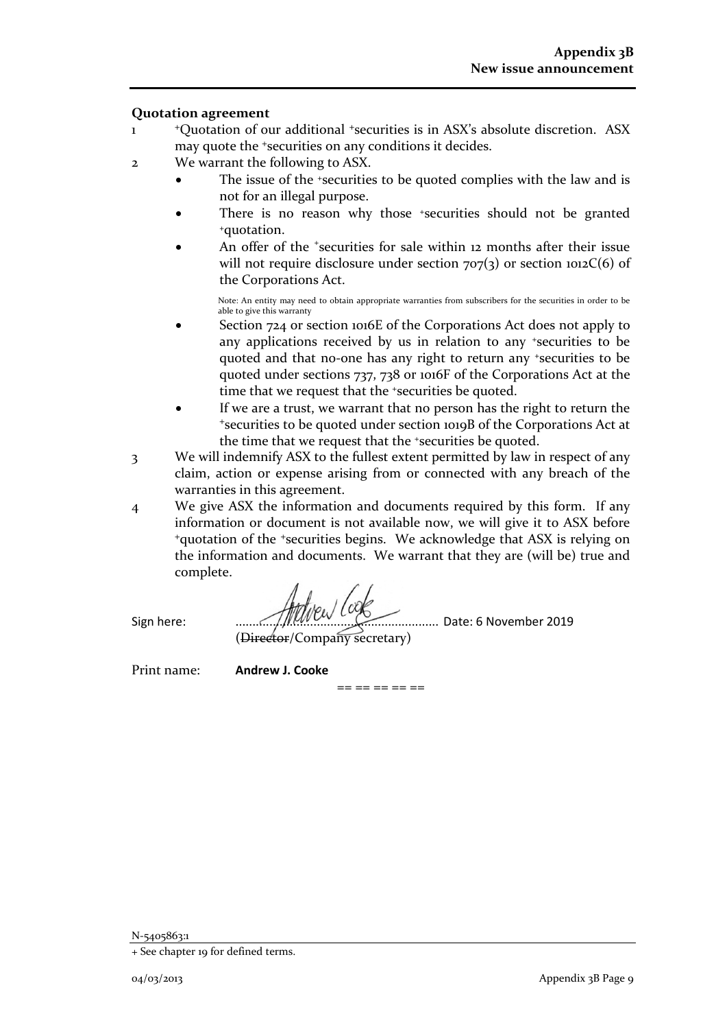## Quotation agreement

1. +Quotation of our additional +securities is in ASX's absolute discretion. ASX may quote the +securities on any conditions it decides.
2. We warrant the following to ASX.
   - The issue of the +securities to be quoted complies with the law and is not for an illegal purpose.
   - There is no reason why those +securities should not be granted +quotation.
   - An offer of the +securities for sale within 12 months after their issue will not require disclosure under section 707(3) or section 1012C(6) of the Corporations Act.

     Note: An entity may need to obtain appropriate warranties from subscribers for the securities in order to be able to give this warranty
   - Section 724 or section 1016E of the Corporations Act does not apply to any applications received by us in relation to any +securities to be quoted and that no-one has any right to return any +securities to be quoted under sections 737, 738 or 1016F of the Corporations Act at the time that we request that the +securities be quoted.
   - If we are a trust, we warrant that no person has the right to return the +securities to be quoted under section 1019B of the Corporations Act at the time that we request that the +securities be quoted.
3. We will indemnify ASX to the fullest extent permitted by law in respect of any claim, action or expense arising from or connected with any breach of the warranties in this agreement.
4. We give ASX the information and documents required by this form. If any information or document is not available now, we will give it to ASX before +quotation of the +securities begins. We acknowledge that ASX is relying on the information and documents. We warrant that they are (will be) true and complete.

Sign here: ............................................................ Date: 6 November 2019
(~~Director~~/Company secretary)

Print name: **Andrew J. Cooke**

== == == == ==

N-5405863:1

+ See chapter 19 for defined terms.